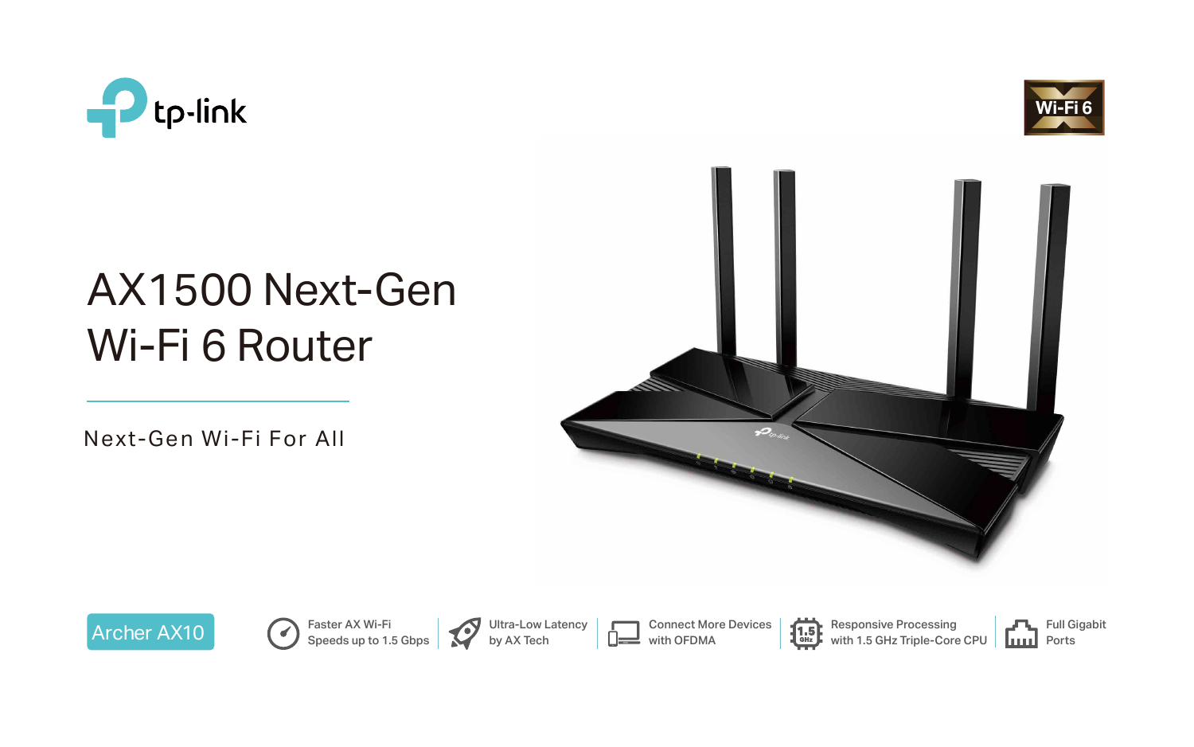tp-link

Wi-Fi 6

# AX1500 Next-Gen Wi-Fi 6 Router

Next-Gen Wi-Fi For All

Archer AX10

- Faster AX Wi-Fi Speeds up to 1.5 Gbps
- Ultra-Low Latency by AX Tech
- Connect More Devices with OFDMA
- Responsive Processing with 1.5 GHz Triple-Core CPU
- Full Gigabit Ports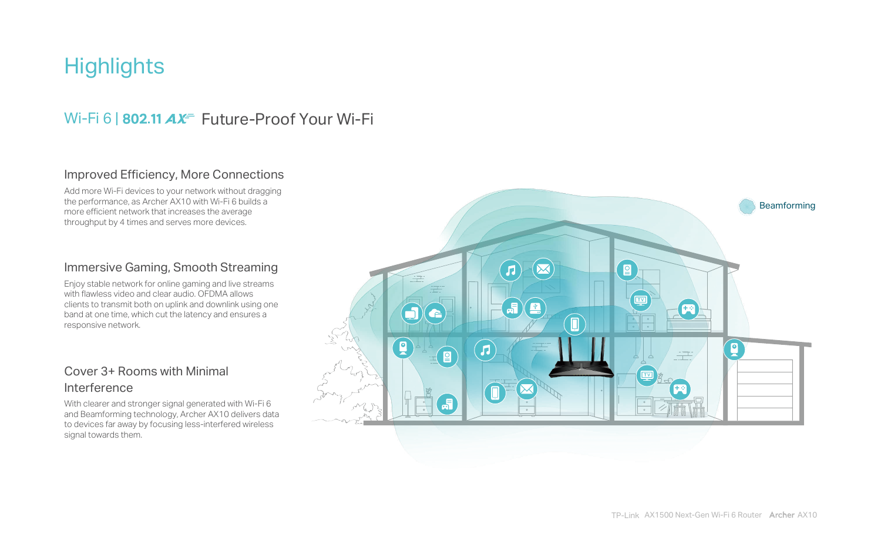# Highlights

## Wi-Fi 6 | 802.11 AX Future-Proof Your Wi-Fi

### Improved Efficiency, More Connections

Add more Wi-Fi devices to your network without dragging the performance, as Archer AX10 with Wi-Fi 6 builds a more efficient network that increases the average throughput by 4 times and serves more devices.

### Immersive Gaming, Smooth Streaming

Enjoy stable network for online gaming and live streams with flawless video and clear audio. OFDMA allows clients to transmit both on uplink and downlink using one band at one time, which cut the latency and ensures a responsive network.

### Cover 3+ Rooms with Minimal Interference

With clearer and stronger signal generated with Wi-Fi 6 and Beamforming technology, Archer AX10 delivers data to devices far away by focusing less-interfered wireless signal towards them.

Beamforming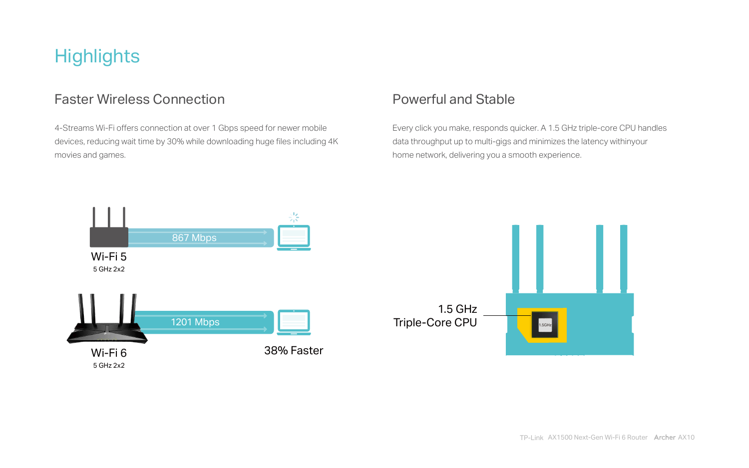# Highlights

## Faster Wireless Connection

4-Streams Wi-Fi offers connection at over 1 Gbps speed for newer mobile devices, reducing wait time by 30% while downloading huge files including 4K movies and games.

867 Mbps

Wi-Fi 5
5 GHz 2x2

1201 Mbps

Wi-Fi 6
5 GHz 2x2

38% Faster

## Powerful and Stable

Every click you make, responds quicker. A 1.5 GHz triple-core CPU handles data throughput up to multi-gigs and minimizes the latency withinyour home network, delivering you a smooth experience.

1.5 GHz
Triple-Core CPU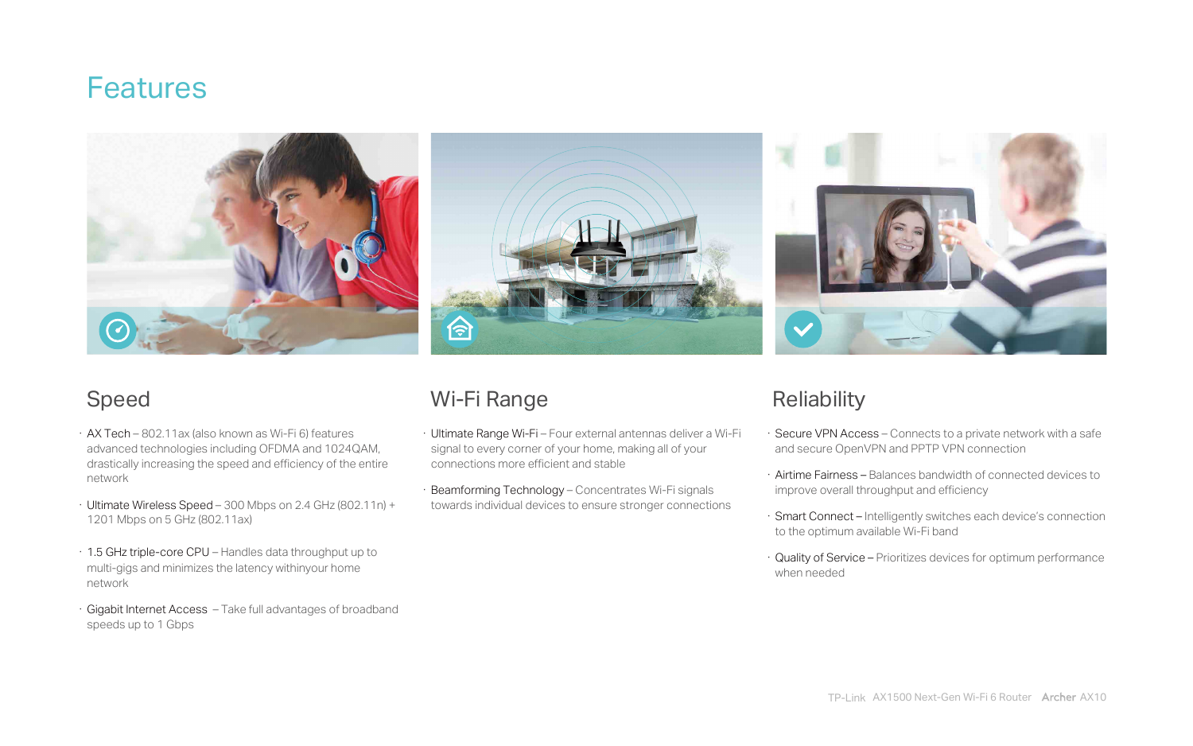# Features

## Speed

- AX Tech – 802.11ax (also known as Wi-Fi 6) features advanced technologies including OFDMA and 1024QAM, drastically increasing the speed and efficiency of the entire network
- Ultimate Wireless Speed – 300 Mbps on 2.4 GHz (802.11n) + 1201 Mbps on 5 GHz (802.11ax)
- 1.5 GHz triple-core CPU – Handles data throughput up to multi-gigs and minimizes the latency withinyour home network
- Gigabit Internet Access – Take full advantages of broadband speeds up to 1 Gbps

## Wi-Fi Range

- Ultimate Range Wi-Fi – Four external antennas deliver a Wi-Fi signal to every corner of your home, making all of your connections more efficient and stable
- Beamforming Technology – Concentrates Wi-Fi signals towards individual devices to ensure stronger connections

## Reliability

- Secure VPN Access – Connects to a private network with a safe and secure OpenVPN and PPTP VPN connection
- Airtime Fairness – Balances bandwidth of connected devices to improve overall throughput and efficiency
- Smart Connect – Intelligently switches each device's connection to the optimum available Wi-Fi band
- Quality of Service – Prioritizes devices for optimum performance when needed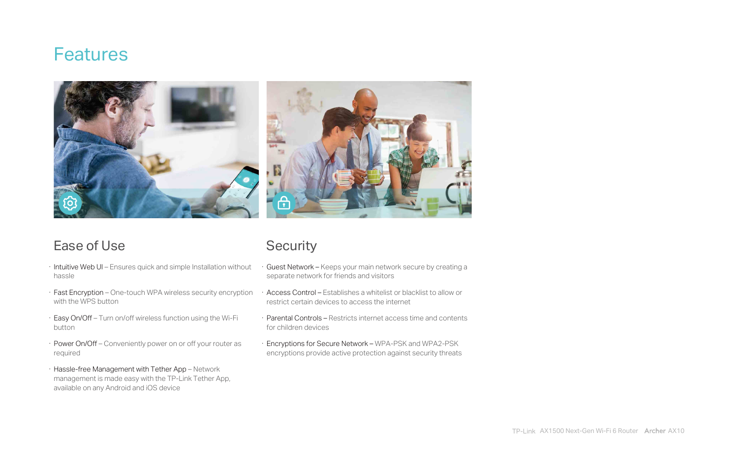# Features

## Ease of Use

- Intuitive Web UI – Ensures quick and simple Installation without hassle
- Fast Encryption – One-touch WPA wireless security encryption with the WPS button
- Easy On/Off – Turn on/off wireless function using the Wi-Fi button
- Power On/Off – Conveniently power on or off your router as required
- Hassle-free Management with Tether App – Network management is made easy with the TP-Link Tether App, available on any Android and iOS device

## Security

- Guest Network – Keeps your main network secure by creating a separate network for friends and visitors
- Access Control – Establishes a whitelist or blacklist to allow or restrict certain devices to access the internet
- Parental Controls – Restricts internet access time and contents for children devices
- Encryptions for Secure Network – WPA-PSK and WPA2-PSK encryptions provide active protection against security threats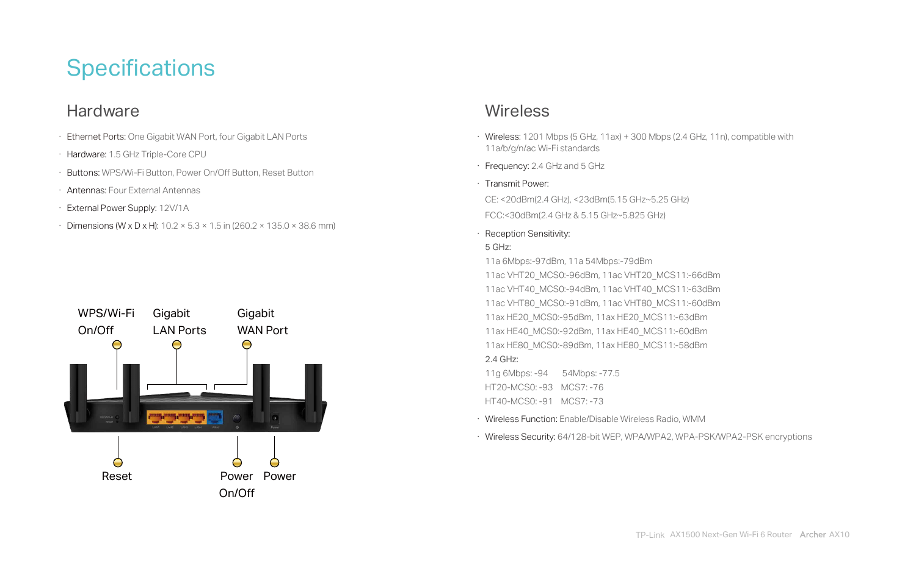# Specifications

## Hardware

- Ethernet Ports: One Gigabit WAN Port, four Gigabit LAN Ports
- Hardware: 1.5 GHz Triple-Core CPU
- Buttons: WPS/Wi-Fi Button, Power On/Off Button, Reset Button
- Antennas: Four External Antennas
- External Power Supply: 12V/1A
- Dimensions (W x D x H): 10.2 × 5.3 × 1.5 in (260.2 × 135.0 × 38.6 mm)

WPS/Wi-Fi On/Off

Gigabit LAN Ports

Gigabit WAN Port

Reset

Power On/Off

Power

## Wireless

- Wireless: 1201 Mbps (5 GHz, 11ax) + 300 Mbps (2.4 GHz, 11n), compatible with 11a/b/g/n/ac Wi-Fi standards
- Frequency: 2.4 GHz and 5 GHz
- Transmit Power:

  CE: <20dBm(2.4 GHz), <23dBm(5.15 GHz~5.25 GHz)

  FCC:<30dBm(2.4 GHz & 5.15 GHz~5.825 GHz)
- Reception Sensitivity:

  5 GHz:

  11a 6Mbps:-97dBm, 11a 54Mbps:-79dBm

  11ac VHT20_MCS0:-96dBm, 11ac VHT20_MCS11:-66dBm

  11ac VHT40_MCS0:-94dBm, 11ac VHT40_MCS11:-63dBm

  11ac VHT80_MCS0:-91dBm, 11ac VHT80_MCS11:-60dBm

  11ax HE20_MCS0:-95dBm, 11ax HE20_MCS11:-63dBm

  11ax HE40_MCS0:-92dBm, 11ax HE40_MCS11:-60dBm

  11ax HE80_MCS0:-89dBm, 11ax HE80_MCS11:-58dBm

  2.4 GHz:

  11g 6Mbps: -94 54Mbps: -77.5

  HT20-MCS0: -93 MCS7: -76

  HT40-MCS0: -91 MCS7: -73
- Wireless Function: Enable/Disable Wireless Radio, WMM
- Wireless Security: 64/128-bit WEP, WPA/WPA2, WPA-PSK/WPA2-PSK encryptions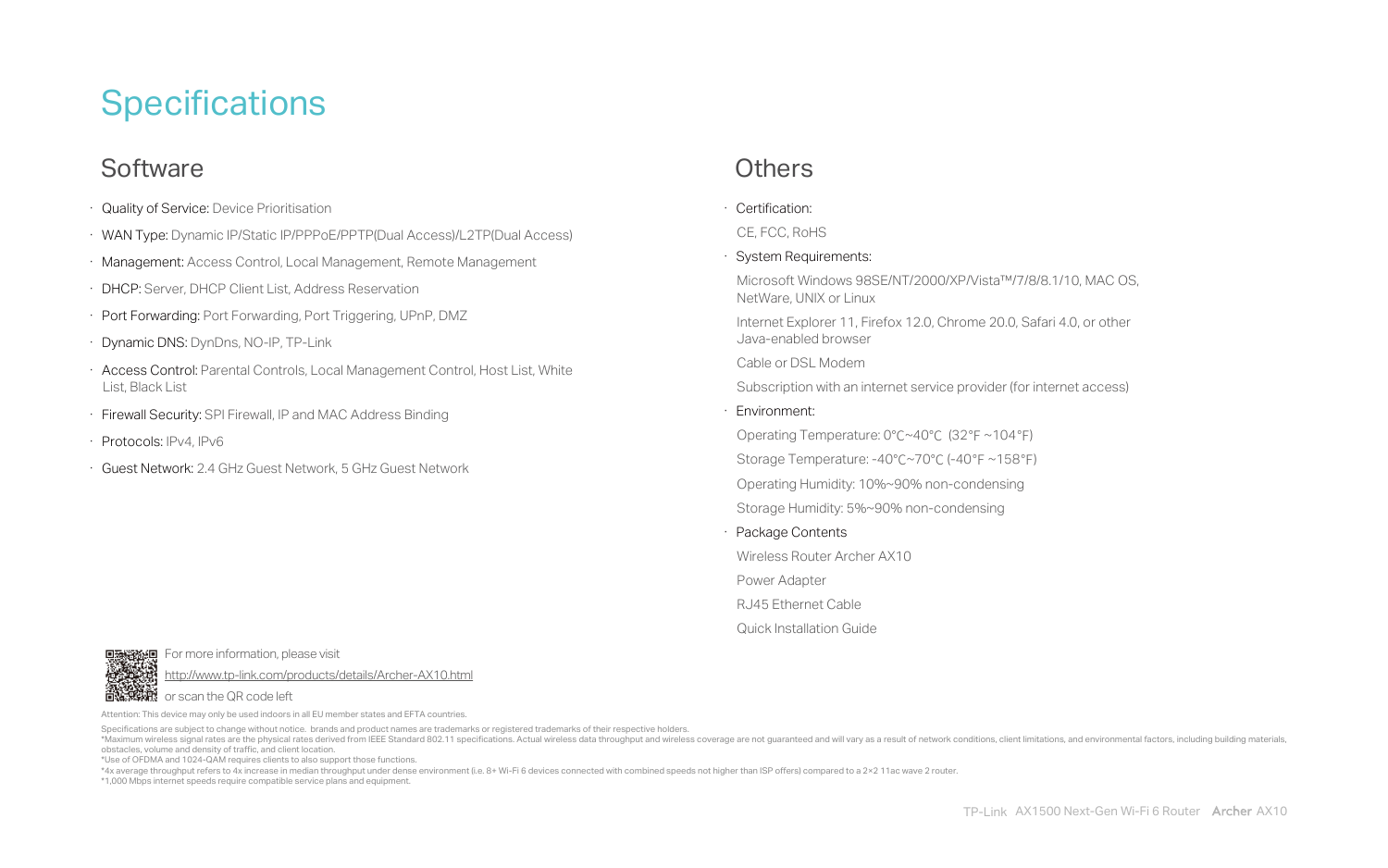# Specifications

## Software

- Quality of Service: Device Prioritisation
- WAN Type: Dynamic IP/Static IP/PPPoE/PPTP(Dual Access)/L2TP(Dual Access)
- Management: Access Control, Local Management, Remote Management
- DHCP: Server, DHCP Client List, Address Reservation
- Port Forwarding: Port Forwarding, Port Triggering, UPnP, DMZ
- Dynamic DNS: DynDns, NO-IP, TP-Link
- Access Control: Parental Controls, Local Management Control, Host List, White List, Black List
- Firewall Security: SPI Firewall, IP and MAC Address Binding
- Protocols: IPv4, IPv6
- Guest Network: 2.4 GHz Guest Network, 5 GHz Guest Network

## Others

- Certification:

  CE, FCC, RoHS

- System Requirements:

  Microsoft Windows 98SE/NT/2000/XP/Vista™/7/8/8.1/10, MAC OS, NetWare, UNIX or Linux

  Internet Explorer 11, Firefox 12.0, Chrome 20.0, Safari 4.0, or other Java-enabled browser

  Cable or DSL Modem

  Subscription with an internet service provider (for internet access)

- Environment:

  Operating Temperature: 0℃~40℃ (32°F ~104°F)

  Storage Temperature: -40℃~70℃ (-40°F ~158°F)

  Operating Humidity: 10%~90% non-condensing

  Storage Humidity: 5%~90% non-condensing

- Package Contents

  Wireless Router Archer AX10

  Power Adapter

  RJ45 Ethernet Cable

  Quick Installation Guide

For more information, please visit
http://www.tp-link.com/products/details/Archer-AX10.html
or scan the QR code left

Attention: This device may only be used indoors in all EU member states and EFTA countries.

Specifications are subject to change without notice. brands and product names are trademarks or registered trademarks of their respective holders.
*Maximum wireless signal rates are the physical rates derived from IEEE Standard 802.11 specifications. Actual wireless data throughput and wireless coverage are not guaranteed and will vary as a result of network conditions, client limitations, and environmental factors, including building materials, obstacles, volume and density of traffic, and client location.
*Use of OFDMA and 1024-QAM requires clients to also support those functions.
*4x average throughput refers to 4x increase in median throughput under dense environment (i.e. 8+ Wi-Fi 6 devices connected with combined speeds not higher than ISP offers) compared to a 2×2 11ac wave 2 router.
*1,000 Mbps internet speeds require compatible service plans and equipment.